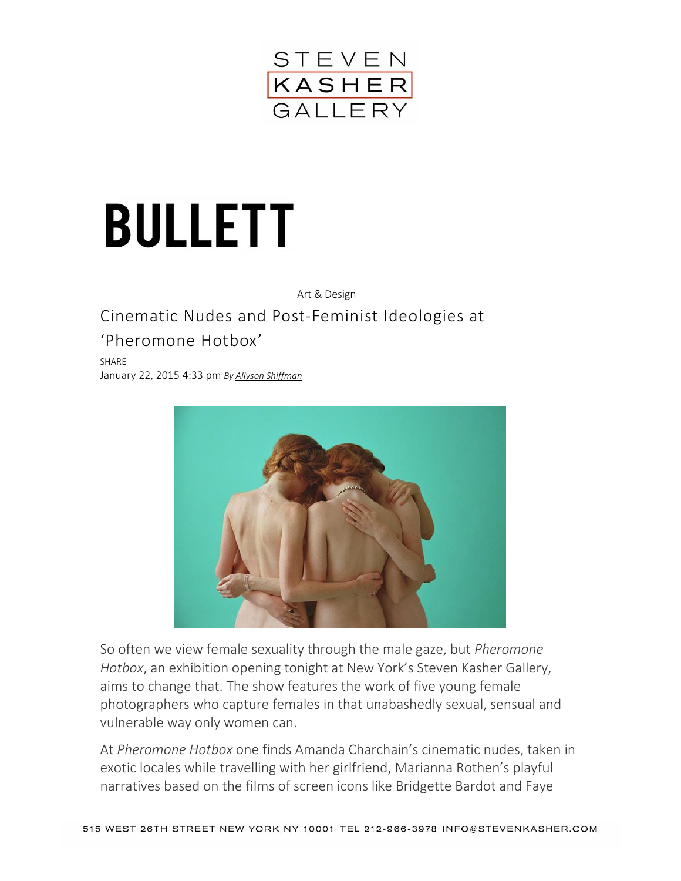STEVEN KASHER GALLERY

# BULLETT

Art & Design

## Cinematic Nudes and Post-Feminist Ideologies at ‘Pheromone Hotbox’

SHARE

January 22, 2015 4:33 pm *By Allyson Shiffman*

So often we view female sexuality through the male gaze, but *Pheromone Hotbox*, an exhibition opening tonight at New York’s Steven Kasher Gallery, aims to change that. The show features the work of five young female photographers who capture females in that unabashedly sexual, sensual and vulnerable way only women can.

At *Pheromone Hotbox* one finds Amanda Charchain’s cinematic nudes, taken in exotic locales while travelling with her girlfriend, Marianna Rothen’s playful narratives based on the films of screen icons like Bridgette Bardot and Faye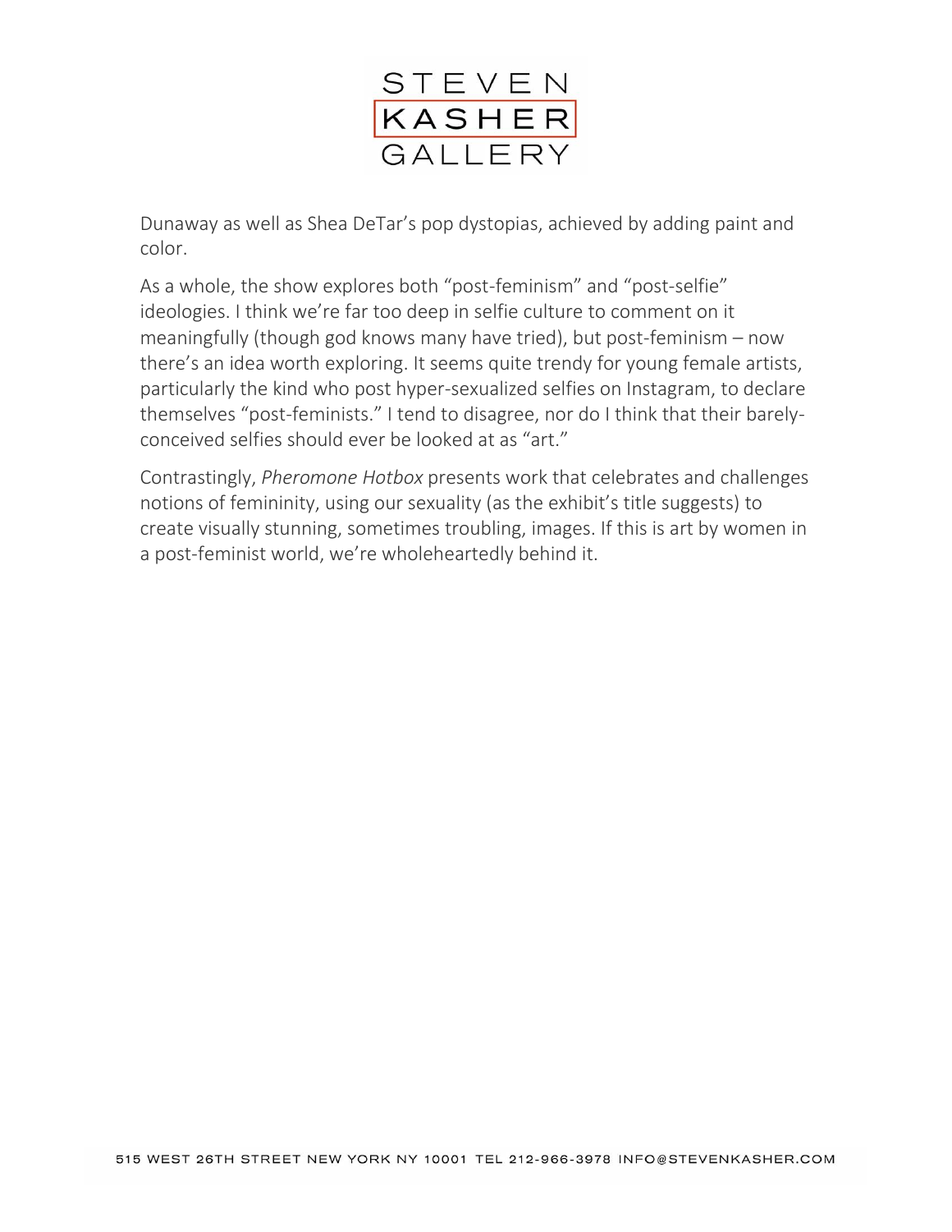Dunaway as well as Shea DeTar's pop dystopias, achieved by adding paint and color.

As a whole, the show explores both "post-feminism" and "post-selfie" ideologies. I think we're far too deep in selfie culture to comment on it meaningfully (though god knows many have tried), but post-feminism – now there's an idea worth exploring. It seems quite trendy for young female artists, particularly the kind who post hyper-sexualized selfies on Instagram, to declare themselves "post-feminists." I tend to disagree, nor do I think that their barely-conceived selfies should ever be looked at as "art."

Contrastingly, *Pheromone Hotbox* presents work that celebrates and challenges notions of femininity, using our sexuality (as the exhibit's title suggests) to create visually stunning, sometimes troubling, images. If this is art by women in a post-feminist world, we're wholeheartedly behind it.